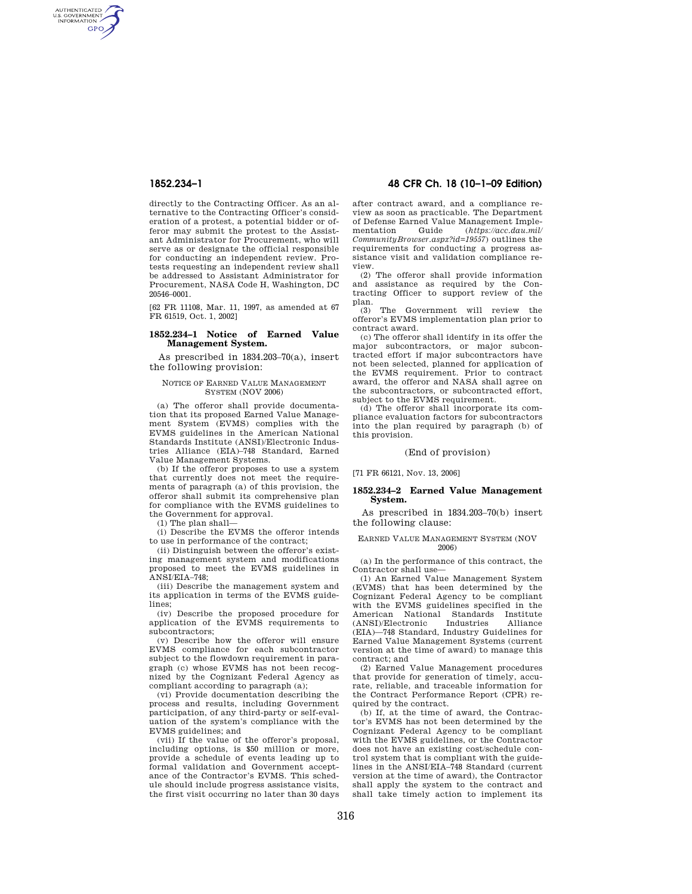directly to the Contracting Officer. As an alternative to the Contracting Officer's consideration of a protest, a potential bidder or offeror may submit the protest to the Assistant Administrator for Procurement, who will serve as or designate the official responsible for conducting an independent review. Protests requesting an independent review shall be addressed to Assistant Administrator for Procurement, NASA Code H, Washington, DC 20546–0001.

[62 FR 11108, Mar. 11, 1997, as amended at 67 FR 61519, Oct. 1, 2002]

### 1852.234–1 Notice of Earned Value Management System.

As prescribed in 1834.203–70(a), insert the following provision:

NOTICE OF EARNED VALUE MANAGEMENT SYSTEM (NOV 2006)

(a) The offeror shall provide documentation that its proposed Earned Value Management System (EVMS) complies with the EVMS guidelines in the American National Standards Institute (ANSI)/Electronic Industries Alliance (EIA)–748 Standard, Earned Value Management Systems.

(b) If the offeror proposes to use a system that currently does not meet the requirements of paragraph (a) of this provision, the offeror shall submit its comprehensive plan for compliance with the EVMS guidelines to the Government for approval.

(1) The plan shall—

(i) Describe the EVMS the offeror intends to use in performance of the contract;

(ii) Distinguish between the offeror's existing management system and modifications proposed to meet the EVMS guidelines in ANSI/EIA–748;

(iii) Describe the management system and its application in terms of the EVMS guidelines;

(iv) Describe the proposed procedure for application of the EVMS requirements to subcontractors;

(v) Describe how the offeror will ensure EVMS compliance for each subcontractor subject to the flowdown requirement in paragraph (c) whose EVMS has not been recognized by the Cognizant Federal Agency as compliant according to paragraph (a);

(vi) Provide documentation describing the process and results, including Government participation, of any third-party or self-evaluation of the system's compliance with the EVMS guidelines; and

(vii) If the value of the offeror's proposal, including options, is $50 million or more, provide a schedule of events leading up to formal validation and Government acceptance of the Contractor's EVMS. This schedule should include progress assistance visits, the first visit occurring no later than 30 days after contract award, and a compliance review as soon as practicable. The Department of Defense Earned Value Management Implementation Guide (*https://acc.dau.mil/CommunityBrowser.aspx?id=19557*) outlines the requirements for conducting a progress assistance visit and validation compliance review.

(2) The offeror shall provide information and assistance as required by the Contracting Officer to support review of the plan.

(3) The Government will review the offeror's EVMS implementation plan prior to contract award.

(c) The offeror shall identify in its offer the major subcontractors, or major subcontracted effort if major subcontractors have not been selected, planned for application of the EVMS requirement. Prior to contract award, the offeror and NASA shall agree on the subcontractors, or subcontracted effort, subject to the EVMS requirement.

(d) The offeror shall incorporate its compliance evaluation factors for subcontractors into the plan required by paragraph (b) of this provision.

(End of provision)

[71 FR 66121, Nov. 13, 2006]

### 1852.234–2 Earned Value Management System.

As prescribed in 1834.203–70(b) insert the following clause:

EARNED VALUE MANAGEMENT SYSTEM (NOV 2006)

(a) In the performance of this contract, the Contractor shall use—

(1) An Earned Value Management System (EVMS) that has been determined by the Cognizant Federal Agency to be compliant with the EVMS guidelines specified in the American National Standards Institute (ANSI)/Electronic Industries Alliance (EIA)—748 Standard, Industry Guidelines for Earned Value Management Systems (current version at the time of award) to manage this contract; and

(2) Earned Value Management procedures that provide for generation of timely, accurate, reliable, and traceable information for the Contract Performance Report (CPR) required by the contract.

(b) If, at the time of award, the Contractor's EVMS has not been determined by the Cognizant Federal Agency to be compliant with the EVMS guidelines, or the Contractor does not have an existing cost/schedule control system that is compliant with the guidelines in the ANSI/EIA–748 Standard (current version at the time of award), the Contractor shall apply the system to the contract and shall take timely action to implement its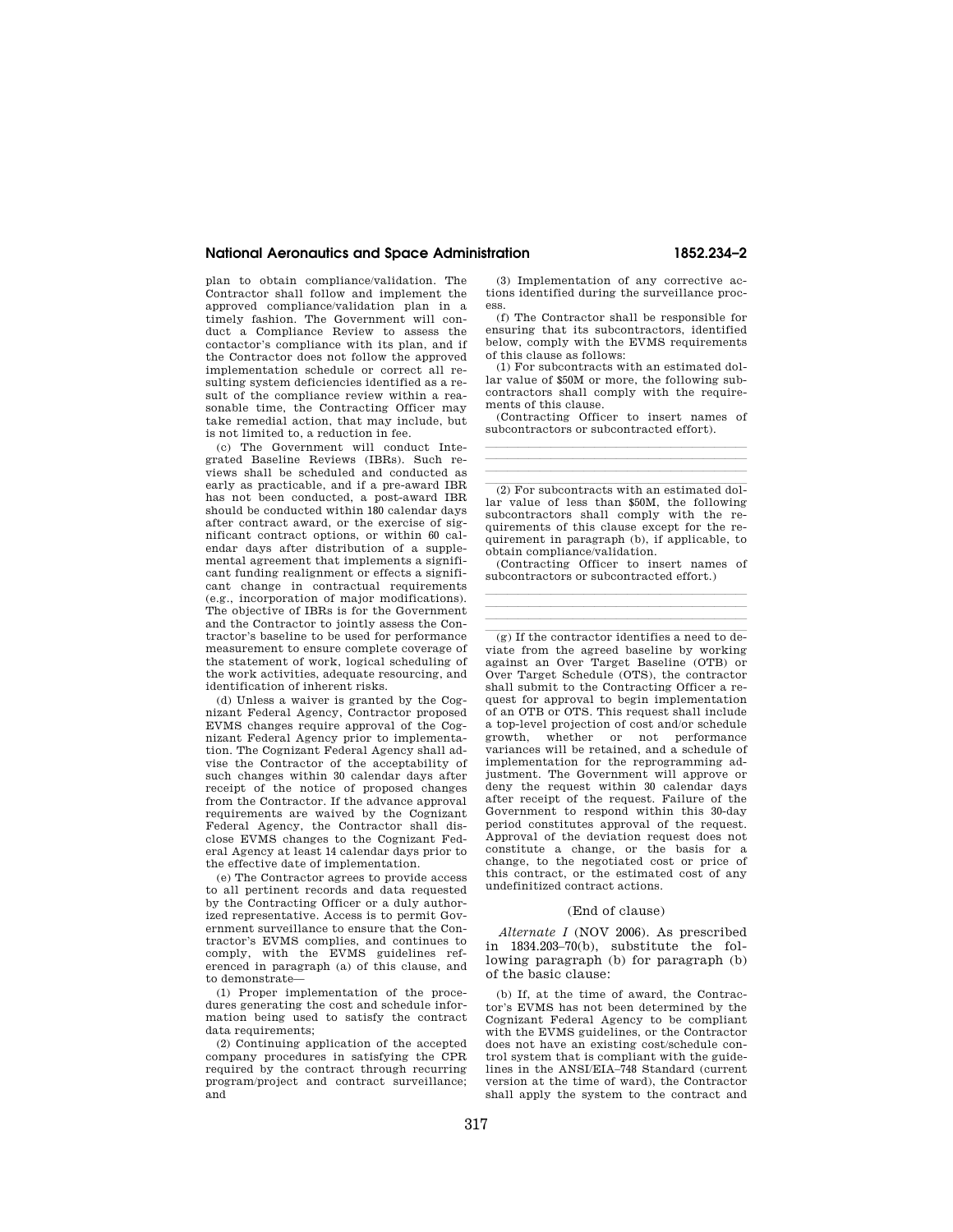plan to obtain compliance/validation. The Contractor shall follow and implement the approved compliance/validation plan in a timely fashion. The Government will conduct a Compliance Review to assess the contactor's compliance with its plan, and if the Contractor does not follow the approved implementation schedule or correct all resulting system deficiencies identified as a result of the compliance review within a reasonable time, the Contracting Officer may take remedial action, that may include, but is not limited to, a reduction in fee.

(c) The Government will conduct Integrated Baseline Reviews (IBRs). Such reviews shall be scheduled and conducted as early as practicable, and if a pre-award IBR has not been conducted, a post-award IBR should be conducted within 180 calendar days after contract award, or the exercise of significant contract options, or within 60 calendar days after distribution of a supplemental agreement that implements a significant funding realignment or effects a significant change in contractual requirements (e.g., incorporation of major modifications). The objective of IBRs is for the Government and the Contractor to jointly assess the Contractor's baseline to be used for performance measurement to ensure complete coverage of the statement of work, logical scheduling of the work activities, adequate resourcing, and identification of inherent risks.

(d) Unless a waiver is granted by the Cognizant Federal Agency, Contractor proposed EVMS changes require approval of the Cognizant Federal Agency prior to implementation. The Cognizant Federal Agency shall advise the Contractor of the acceptability of such changes within 30 calendar days after receipt of the notice of proposed changes from the Contractor. If the advance approval requirements are waived by the Cognizant Federal Agency, the Contractor shall disclose EVMS changes to the Cognizant Federal Agency at least 14 calendar days prior to the effective date of implementation.

(e) The Contractor agrees to provide access to all pertinent records and data requested by the Contracting Officer or a duly authorized representative. Access is to permit Government surveillance to ensure that the Contractor's EVMS complies, and continues to comply, with the EVMS guidelines referenced in paragraph (a) of this clause, and to demonstrate—

(1) Proper implementation of the procedures generating the cost and schedule information being used to satisfy the contract data requirements;

(2) Continuing application of the accepted company procedures in satisfying the CPR required by the contract through recurring program/project and contract surveillance; and

(3) Implementation of any corrective actions identified during the surveillance process.

(f) The Contractor shall be responsible for ensuring that its subcontractors, identified below, comply with the EVMS requirements of this clause as follows:

(1) For subcontracts with an estimated dollar value of $50M or more, the following subcontractors shall comply with the requirements of this clause.

(Contracting Officer to insert names of subcontractors or subcontracted effort).

\_\_\_\_\_\_\_\_\_\_\_\_\_\_\_\_\_\_\_\_\_\_\_\_\_\_\_\_\_\_\_\_\_\_\_\_\_\_\_\_

\_\_\_\_\_\_\_\_\_\_\_\_\_\_\_\_\_\_\_\_\_\_\_\_\_\_\_\_\_\_\_\_\_\_\_\_\_\_\_\_

\_\_\_\_\_\_\_\_\_\_\_\_\_\_\_\_\_\_\_\_\_\_\_\_\_\_\_\_\_\_\_\_\_\_\_\_\_\_\_\_

\_\_\_\_\_\_\_\_\_\_\_\_\_\_\_\_\_\_\_\_\_\_\_\_\_\_\_\_\_\_\_\_\_\_\_\_\_\_\_\_

(2) For subcontracts with an estimated dollar value of less than $50M, the following subcontractors shall comply with the requirements of this clause except for the requirement in paragraph (b), if applicable, to obtain compliance/validation.

(Contracting Officer to insert names of subcontractors or subcontracted effort.)

\_\_\_\_\_\_\_\_\_\_\_\_\_\_\_\_\_\_\_\_\_\_\_\_\_\_\_\_\_\_\_\_\_\_\_\_\_\_\_\_

\_\_\_\_\_\_\_\_\_\_\_\_\_\_\_\_\_\_\_\_\_\_\_\_\_\_\_\_\_\_\_\_\_\_\_\_\_\_\_\_

\_\_\_\_\_\_\_\_\_\_\_\_\_\_\_\_\_\_\_\_\_\_\_\_\_\_\_\_\_\_\_\_\_\_\_\_\_\_\_\_

\_\_\_\_\_\_\_\_\_\_\_\_\_\_\_\_\_\_\_\_\_\_\_\_\_\_\_\_\_\_\_\_\_\_\_\_\_\_\_\_

(g) If the contractor identifies a need to deviate from the agreed baseline by working against an Over Target Baseline (OTB) or Over Target Schedule (OTS), the contractor shall submit to the Contracting Officer a request for approval to begin implementation of an OTB or OTS. This request shall include a top-level projection of cost and/or schedule growth, whether or not performance variances will be retained, and a schedule of implementation for the reprogramming adjustment. The Government will approve or deny the request within 30 calendar days after receipt of the request. Failure of the Government to respond within this 30-day period constitutes approval of the request. Approval of the deviation request does not constitute a change, or the basis for a change, to the negotiated cost or price of this contract, or the estimated cost of any undefinitized contract actions.

(End of clause)

*Alternate I* (NOV 2006). As prescribed in 1834.203–70(b), substitute the following paragraph (b) for paragraph (b) of the basic clause:

(b) If, at the time of award, the Contractor's EVMS has not been determined by the Cognizant Federal Agency to be compliant with the EVMS guidelines, or the Contractor does not have an existing cost/schedule control system that is compliant with the guidelines in the ANSI/EIA–748 Standard (current version at the time of ward), the Contractor shall apply the system to the contract and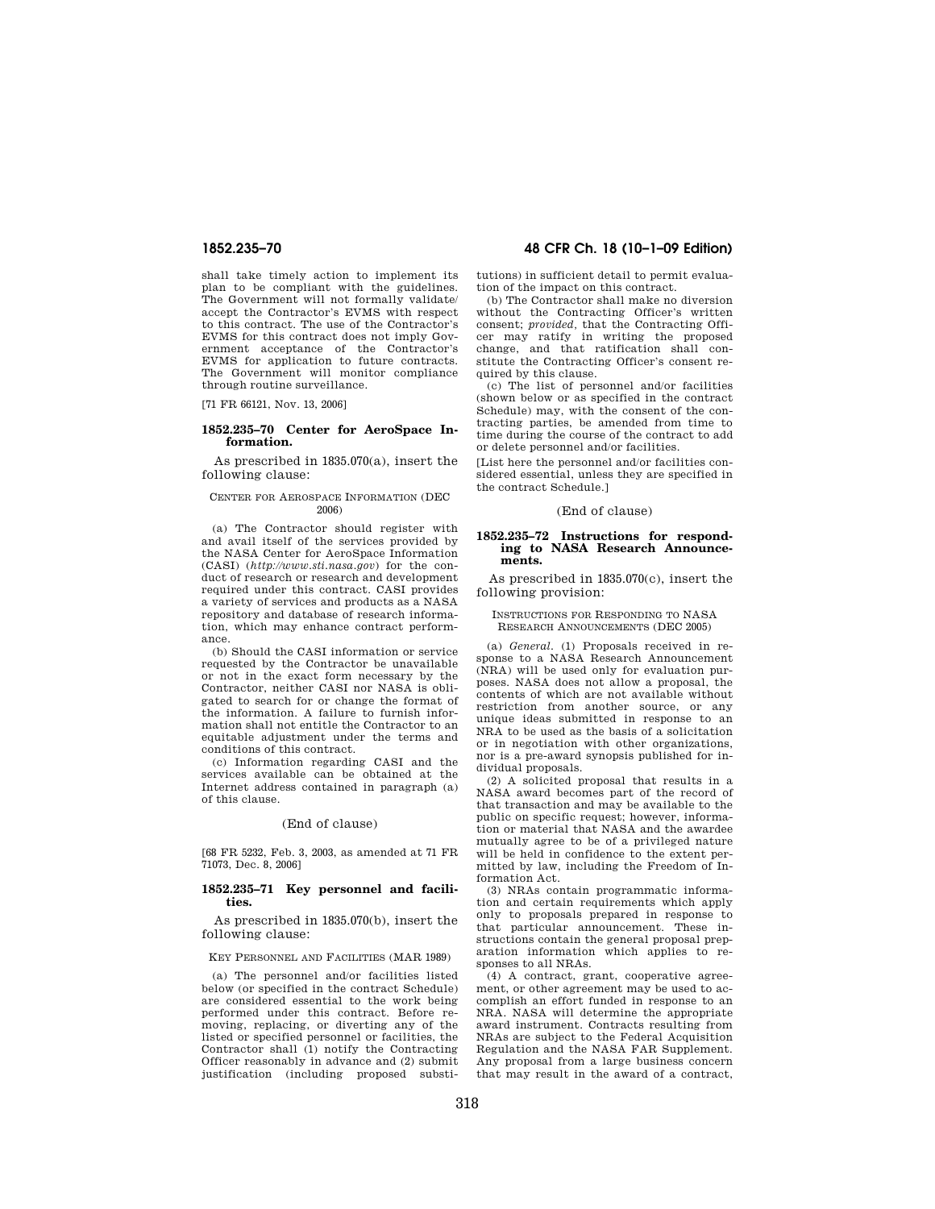shall take timely action to implement its plan to be compliant with the guidelines. The Government will not formally validate/accept the Contractor's EVMS with respect to this contract. The use of the Contractor's EVMS for this contract does not imply Government acceptance of the Contractor's EVMS for application to future contracts. The Government will monitor compliance through routine surveillance.

[71 FR 66121, Nov. 13, 2006]

### 1852.235-70 Center for AeroSpace Information.

As prescribed in 1835.070(a), insert the following clause:

CENTER FOR AEROSPACE INFORMATION (DEC 2006)

(a) The Contractor should register with and avail itself of the services provided by the NASA Center for AeroSpace Information (CASI) (*http://www.sti.nasa.gov*) for the conduct of research or research and development required under this contract. CASI provides a variety of services and products as a NASA repository and database of research information, which may enhance contract performance.

(b) Should the CASI information or service requested by the Contractor be unavailable or not in the exact form necessary by the Contractor, neither CASI nor NASA is obligated to search for or change the format of the information. A failure to furnish information shall not entitle the Contractor to an equitable adjustment under the terms and conditions of this contract.

(c) Information regarding CASI and the services available can be obtained at the Internet address contained in paragraph (a) of this clause.

(End of clause)

[68 FR 5232, Feb. 3, 2003, as amended at 71 FR 71073, Dec. 8, 2006]

### 1852.235-71 Key personnel and facilities.

As prescribed in 1835.070(b), insert the following clause:

KEY PERSONNEL AND FACILITIES (MAR 1989)

(a) The personnel and/or facilities listed below (or specified in the contract Schedule) are considered essential to the work being performed under this contract. Before removing, replacing, or diverting any of the listed or specified personnel or facilities, the Contractor shall (1) notify the Contracting Officer reasonably in advance and (2) submit justification (including proposed substitutions) in sufficient detail to permit evaluation of the impact on this contract.

(b) The Contractor shall make no diversion without the Contracting Officer's written consent; *provided*, that the Contracting Officer may ratify in writing the proposed change, and that ratification shall constitute the Contracting Officer's consent required by this clause.

(c) The list of personnel and/or facilities (shown below or as specified in the contract Schedule) may, with the consent of the contracting parties, be amended from time to time during the course of the contract to add or delete personnel and/or facilities.

[List here the personnel and/or facilities considered essential, unless they are specified in the contract Schedule.]

(End of clause)

### 1852.235-72 Instructions for responding to NASA Research Announcements.

As prescribed in 1835.070(c), insert the following provision:

INSTRUCTIONS FOR RESPONDING TO NASA RESEARCH ANNOUNCEMENTS (DEC 2005)

(a) *General*. (1) Proposals received in response to a NASA Research Announcement (NRA) will be used only for evaluation purposes. NASA does not allow a proposal, the contents of which are not available without restriction from another source, or any unique ideas submitted in response to an NRA to be used as the basis of a solicitation or in negotiation with other organizations, nor is a pre-award synopsis published for individual proposals.

(2) A solicited proposal that results in a NASA award becomes part of the record of that transaction and may be available to the public on specific request; however, information or material that NASA and the awardee mutually agree to be of a privileged nature will be held in confidence to the extent permitted by law, including the Freedom of Information Act.

(3) NRAs contain programmatic information and certain requirements which apply only to proposals prepared in response to that particular announcement. These instructions contain the general proposal preparation information which applies to responses to all NRAs.

(4) A contract, grant, cooperative agreement, or other agreement may be used to accomplish an effort funded in response to an NRA. NASA will determine the appropriate award instrument. Contracts resulting from NRAs are subject to the Federal Acquisition Regulation and the NASA FAR Supplement. Any proposal from a large business concern that may result in the award of a contract,